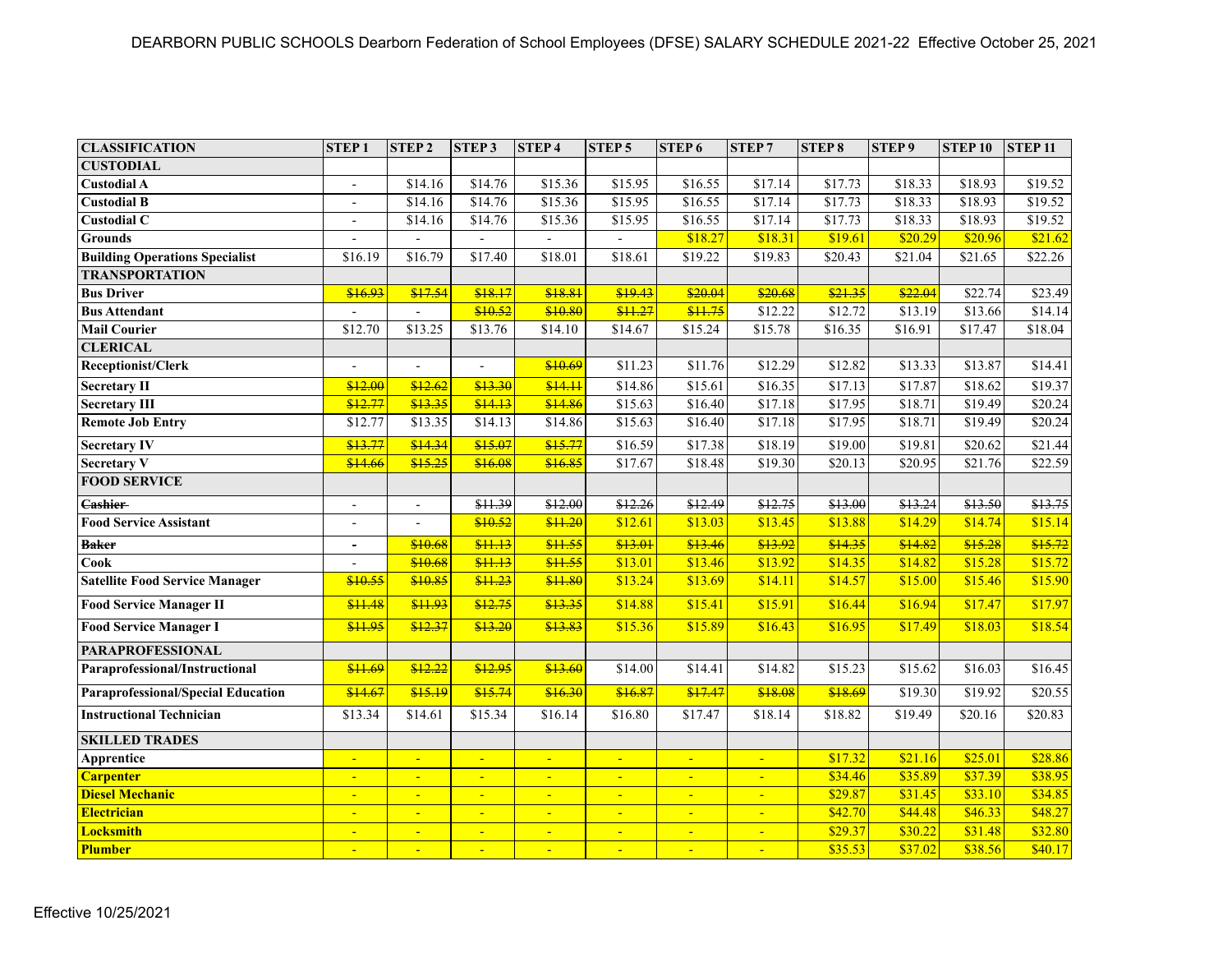# DEARBORN PUBLIC SCHOOLS Dearborn Federation of School Employees (DFSE) SALARY SCHEDULE 2021-22 Effective October 25, 2021

| CLASSIFICATION | STEP 1 | STEP 2 | STEP 3 | STEP 4 | STEP 5 | STEP 6 | STEP 7 | STEP 8 | STEP 9 | STEP 10 | STEP 11 |
|---|---|---|---|---|---|---|---|---|---|---|---|
| **CUSTODIAL** | | | | | | | | | | | |
| **Custodial A** | - | $14.16 | $14.76 | $15.36 | $15.95 | $16.55 | $17.14 | $17.73 | $18.33 | $18.93 | $19.52 |
| **Custodial B** | - | $14.16 | $14.76 | $15.36 | $15.95 | $16.55 | $17.14 | $17.73 | $18.33 | $18.93 | $19.52 |
| **Custodial C** | - | $14.16 | $14.76 | $15.36 | $15.95 | $16.55 | $17.14 | $17.73 | $18.33 | $18.93 | $19.52 |
| **Grounds** | - | - | - | - | - | $18.27 | $18.31 | $19.61 | $20.29 | $20.96 | $21.62 |
| **Building Operations Specialist** | $16.19 | $16.79 | $17.40 | $18.01 | $18.61 | $19.22 | $19.83 | $20.43 | $21.04 | $21.65 | $22.26 |
| **TRANSPORTATION** | | | | | | | | | | | |
| **Bus Driver** | ~~$16.93~~ | ~~$17.54~~ | ~~$18.17~~ | ~~$18.81~~ | ~~$19.43~~ | ~~$20.04~~ | ~~$20.68~~ | ~~$21.35~~ | ~~$22.04~~ | $22.74 | $23.49 |
| **Bus Attendant** | - | - | ~~$10.52~~ | ~~$10.80~~ | ~~$11.27~~ | ~~$11.75~~ | $12.22 | $12.72 | $13.19 | $13.66 | $14.14 |
| **Mail Courier** | $12.70 | $13.25 | $13.76 | $14.10 | $14.67 | $15.24 | $15.78 | $16.35 | $16.91 | $17.47 | $18.04 |
| **CLERICAL** | | | | | | | | | | | |
| **Receptionist/Clerk** | - | - | - | ~~$10.69~~ | $11.23 | $11.76 | $12.29 | $12.82 | $13.33 | $13.87 | $14.41 |
| **Secretary II** | ~~$12.00~~ | ~~$12.62~~ | ~~$13.30~~ | ~~$14.11~~ | $14.86 | $15.61 | $16.35 | $17.13 | $17.87 | $18.62 | $19.37 |
| **Secretary III** | ~~$12.77~~ | ~~$13.35~~ | ~~$14.13~~ | ~~$14.86~~ | $15.63 | $16.40 | $17.18 | $17.95 | $18.71 | $19.49 | $20.24 |
| **Remote Job Entry** | $12.77 | $13.35 | $14.13 | $14.86 | $15.63 | $16.40 | $17.18 | $17.95 | $18.71 | $19.49 | $20.24 |
| **Secretary IV** | ~~$13.77~~ | ~~$14.34~~ | ~~$15.07~~ | ~~$15.77~~ | $16.59 | $17.38 | $18.19 | $19.00 | $19.81 | $20.62 | $21.44 |
| **Secretary V** | ~~$14.66~~ | ~~$15.25~~ | ~~$16.08~~ | ~~$16.85~~ | $17.67 | $18.48 | $19.30 | $20.13 | $20.95 | $21.76 | $22.59 |
| **FOOD SERVICE** | | | | | | | | | | | |
| ~~**Cashier**~~ | - | - | ~~$11.39~~ | ~~$12.00~~ | ~~$12.26~~ | ~~$12.49~~ | ~~$12.75~~ | ~~$13.00~~ | ~~$13.24~~ | ~~$13.50~~ | ~~$13.75~~ |
| **Food Service Assistant** | - | - | ~~$10.52~~ | ~~$11.20~~ | $12.61 | $13.03 | $13.45 | $13.88 | $14.29 | $14.74 | $15.14 |
| ~~**Baker**~~ | - | ~~$10.68~~ | ~~$11.13~~ | ~~$11.55~~ | ~~$13.01~~ | ~~$13.46~~ | ~~$13.92~~ | ~~$14.35~~ | ~~$14.82~~ | ~~$15.28~~ | ~~$15.72~~ |
| **Cook** | - | ~~$10.68~~ | ~~$11.13~~ | ~~$11.55~~ | $13.01 | $13.46 | $13.92 | $14.35 | $14.82 | $15.28 | $15.72 |
| **Satellite Food Service Manager** | ~~$10.55~~ | ~~$10.85~~ | ~~$11.23~~ | ~~$11.80~~ | $13.24 | $13.69 | $14.11 | $14.57 | $15.00 | $15.46 | $15.90 |
| **Food Service Manager II** | ~~$11.48~~ | ~~$11.93~~ | ~~$12.75~~ | ~~$13.35~~ | $14.88 | $15.41 | $15.91 | $16.44 | $16.94 | $17.47 | $17.97 |
| **Food Service Manager I** | ~~$11.95~~ | ~~$12.37~~ | ~~$13.20~~ | ~~$13.83~~ | $15.36 | $15.89 | $16.43 | $16.95 | $17.49 | $18.03 | $18.54 |
| **PARAPROFESSIONAL** | | | | | | | | | | | |
| **Paraprofessional/Instructional** | ~~$11.69~~ | ~~$12.22~~ | ~~$12.95~~ | ~~$13.60~~ | $14.00 | $14.41 | $14.82 | $15.23 | $15.62 | $16.03 | $16.45 |
| **Paraprofessional/Special Education** | ~~$14.67~~ | ~~$15.19~~ | ~~$15.74~~ | ~~$16.30~~ | ~~$16.87~~ | ~~$17.47~~ | ~~$18.08~~ | ~~$18.69~~ | $19.30 | $19.92 | $20.55 |
| **Instructional Technician** | $13.34 | $14.61 | $15.34 | $16.14 | $16.80 | $17.47 | $18.14 | $18.82 | $19.49 | $20.16 | $20.83 |
| **SKILLED TRADES** | | | | | | | | | | | |
| **Apprentice** | - | - | - | - | - | - | - | $17.32 | $21.16 | $25.01 | $28.86 |
| **Carpenter** | - | - | - | - | - | - | - | $34.46 | $35.89 | $37.39 | $38.95 |
| **Diesel Mechanic** | - | - | - | - | - | - | - | $29.87 | $31.45 | $33.10 | $34.85 |
| **Electrician** | - | - | - | - | - | - | - | $42.70 | $44.48 | $46.33 | $48.27 |
| **Locksmith** | - | - | - | - | - | - | - | $29.37 | $30.22 | $31.48 | $32.80 |
| **Plumber** | - | - | - | - | - | - | - | $35.53 | $37.02 | $38.56 | $40.17 |

Effective 10/25/2021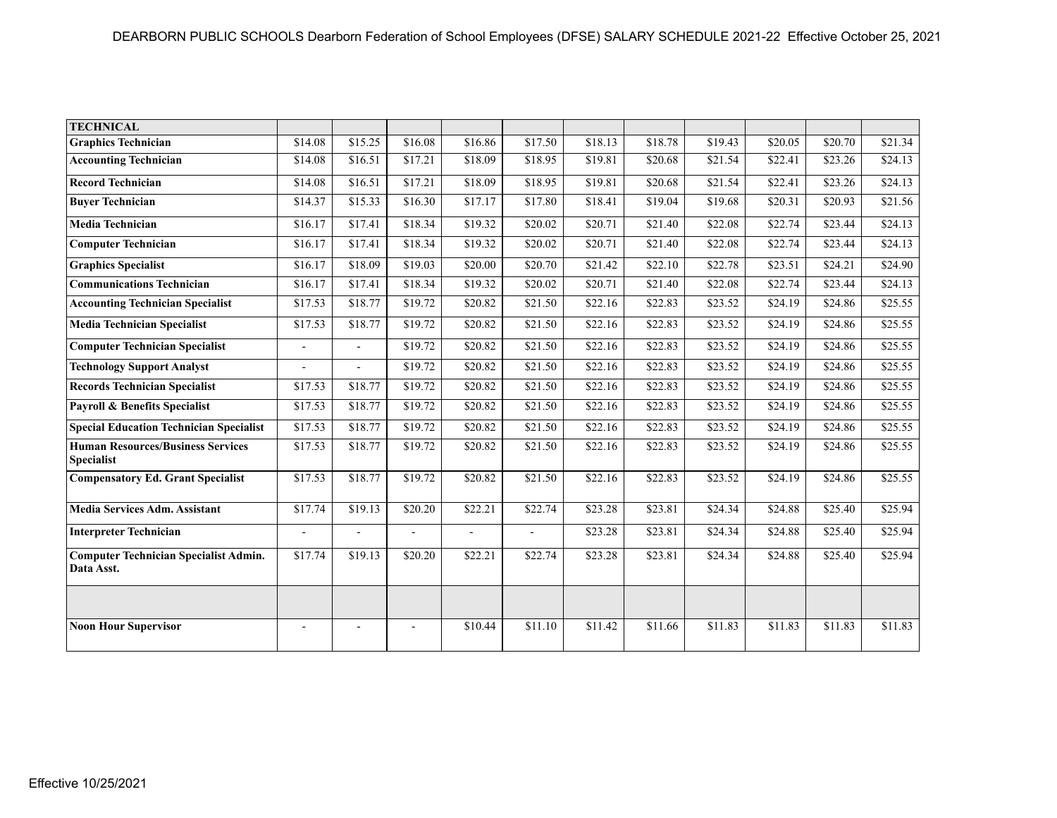DEARBORN PUBLIC SCHOOLS Dearborn Federation of School Employees (DFSE) SALARY SCHEDULE 2021-22 Effective October 25, 2021

| **TECHNICAL** | | | | | | | | | | | |
|---|---|---|---|---|---|---|---|---|---|---|---|
| **Graphics Technician** | $14.08 | $15.25 | $16.08 | $16.86 | $17.50 | $18.13 | $18.78 | $19.43 | $20.05 | $20.70 | $21.34 |
| **Accounting Technician** | $14.08 | $16.51 | $17.21 | $18.09 | $18.95 | $19.81 | $20.68 | $21.54 | $22.41 | $23.26 | $24.13 |
| **Record Technician** | $14.08 | $16.51 | $17.21 | $18.09 | $18.95 | $19.81 | $20.68 | $21.54 | $22.41 | $23.26 | $24.13 |
| **Buyer Technician** | $14.37 | $15.33 | $16.30 | $17.17 | $17.80 | $18.41 | $19.04 | $19.68 | $20.31 | $20.93 | $21.56 |
| **Media Technician** | $16.17 | $17.41 | $18.34 | $19.32 | $20.02 | $20.71 | $21.40 | $22.08 | $22.74 | $23.44 | $24.13 |
| **Computer Technician** | $16.17 | $17.41 | $18.34 | $19.32 | $20.02 | $20.71 | $21.40 | $22.08 | $22.74 | $23.44 | $24.13 |
| **Graphics Specialist** | $16.17 | $18.09 | $19.03 | $20.00 | $20.70 | $21.42 | $22.10 | $22.78 | $23.51 | $24.21 | $24.90 |
| **Communications Technician** | $16.17 | $17.41 | $18.34 | $19.32 | $20.02 | $20.71 | $21.40 | $22.08 | $22.74 | $23.44 | $24.13 |
| **Accounting Technician Specialist** | $17.53 | $18.77 | $19.72 | $20.82 | $21.50 | $22.16 | $22.83 | $23.52 | $24.19 | $24.86 | $25.55 |
| **Media Technician Specialist** | $17.53 | $18.77 | $19.72 | $20.82 | $21.50 | $22.16 | $22.83 | $23.52 | $24.19 | $24.86 | $25.55 |
| **Computer Technician Specialist** | - | - | $19.72 | $20.82 | $21.50 | $22.16 | $22.83 | $23.52 | $24.19 | $24.86 | $25.55 |
| **Technology Support Analyst** | - | - | $19.72 | $20.82 | $21.50 | $22.16 | $22.83 | $23.52 | $24.19 | $24.86 | $25.55 |
| **Records Technician Specialist** | $17.53 | $18.77 | $19.72 | $20.82 | $21.50 | $22.16 | $22.83 | $23.52 | $24.19 | $24.86 | $25.55 |
| **Payroll & Benefits Specialist** | $17.53 | $18.77 | $19.72 | $20.82 | $21.50 | $22.16 | $22.83 | $23.52 | $24.19 | $24.86 | $25.55 |
| **Special Education Technician Specialist** | $17.53 | $18.77 | $19.72 | $20.82 | $21.50 | $22.16 | $22.83 | $23.52 | $24.19 | $24.86 | $25.55 |
| **Human Resources/Business Services Specialist** | $17.53 | $18.77 | $19.72 | $20.82 | $21.50 | $22.16 | $22.83 | $23.52 | $24.19 | $24.86 | $25.55 |
| **Compensatory Ed. Grant Specialist** | $17.53 | $18.77 | $19.72 | $20.82 | $21.50 | $22.16 | $22.83 | $23.52 | $24.19 | $24.86 | $25.55 |
| **Media Services Adm. Assistant** | $17.74 | $19.13 | $20.20 | $22.21 | $22.74 | $23.28 | $23.81 | $24.34 | $24.88 | $25.40 | $25.94 |
| **Interpreter Technician** | - | - | - | - | - | $23.28 | $23.81 | $24.34 | $24.88 | $25.40 | $25.94 |
| **Computer Technician Specialist Admin. Data Asst.** | $17.74 | $19.13 | $20.20 | $22.21 | $22.74 | $23.28 | $23.81 | $24.34 | $24.88 | $25.40 | $25.94 |
| | | | | | | | | | | | |
| **Noon Hour Supervisor** | - | - | - | $10.44 | $11.10 | $11.42 | $11.66 | $11.83 | $11.83 | $11.83 | $11.83 |

Effective 10/25/2021